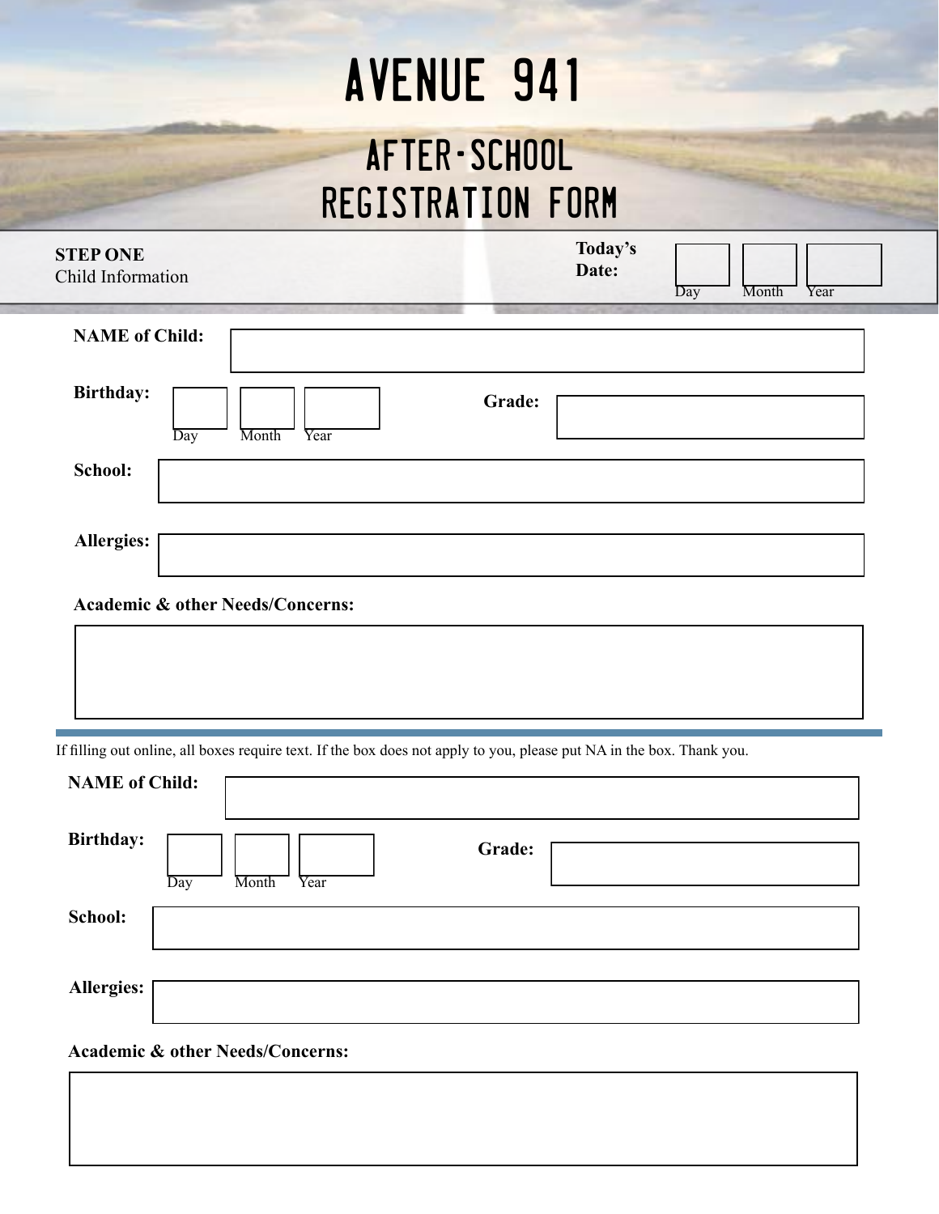# AVENUE 941

## AFTER-SCHOOL REGISTRATION FORM

**STEP ONE**
Child Information

**Today's Date:** Day Month Year

**NAME of Child:**

**Birthday:** Day Month Year

**Grade:**

**School:**

**Allergies:**

**Academic & other Needs/Concerns:**

---

If filling out online, all boxes require text. If the box does not apply to you, please put NA in the box. Thank you.

**NAME of Child:**

**Birthday:** Day Month Year

**Grade:**

**School:**

**Allergies:**

**Academic & other Needs/Concerns:**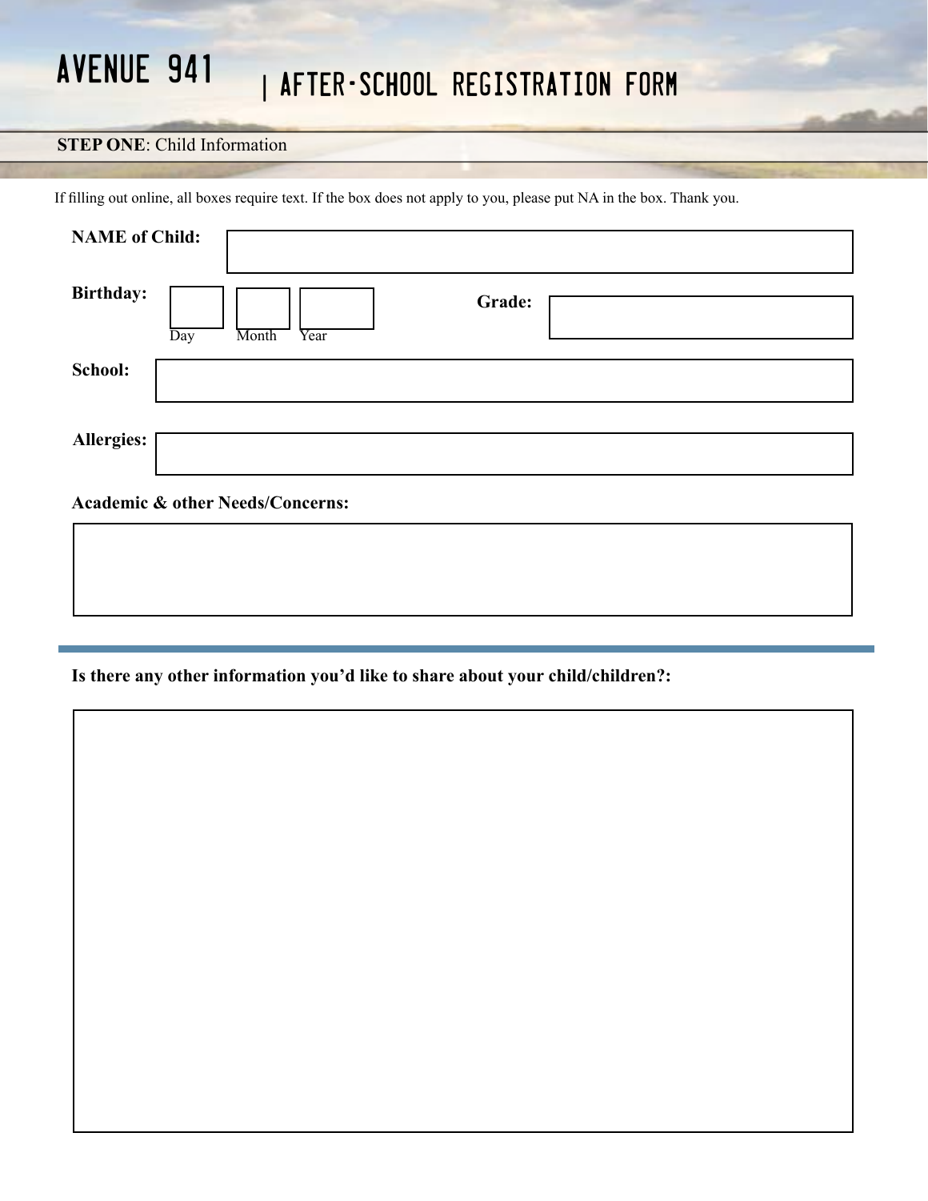# AVENUE 941 | AFTER-SCHOOL REGISTRATION FORM

**STEP ONE**: Child Information

If filling out online, all boxes require text. If the box does not apply to you, please put NA in the box. Thank you.

**NAME of Child:**

**Birthday:** Day Month Year **Grade:**

**School:**

**Allergies:**

**Academic & other Needs/Concerns:**

---

**Is there any other information you'd like to share about your child/children?:**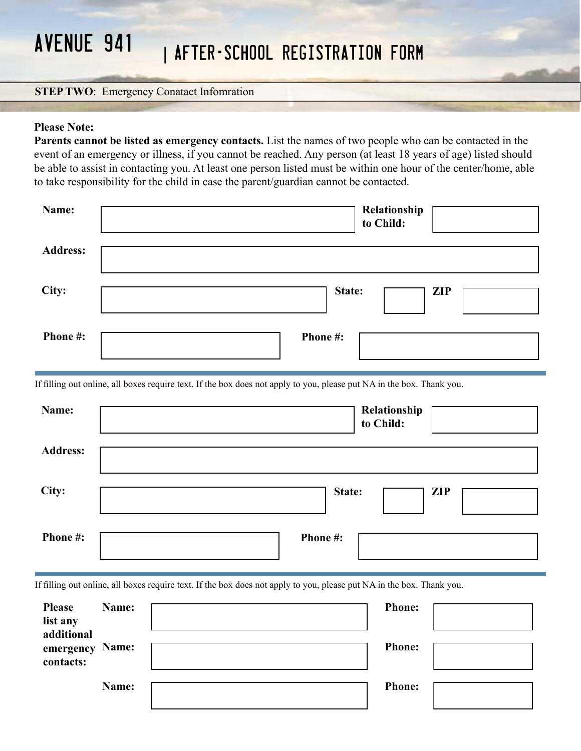# AVENUE 941 | AFTER-SCHOOL REGISTRATION FORM

**STEP TWO**: Emergency Conatact Infomration

**Please Note:**

**Parents cannot be listed as emergency contacts.** List the names of two people who can be contacted in the event of an emergency or illness, if you cannot be reached. Any person (at least 18 years of age) listed should be able to assist in contacting you. At least one person listed must be within one hour of the center/home, able to take responsibility for the child in case the parent/guardian cannot be contacted.

| | | | | | |
|---|---|---|---|---|---|
| **Name:** | | | | **Relationship to Child:** | |
| **Address:** | | | | | |
| **City:** | | **State:** | | **ZIP** | |
| **Phone #:** | | | **Phone #:** | | |

If filling out online, all boxes require text. If the box does not apply to you, please put NA in the box. Thank you.

| | | | | | |
|---|---|---|---|---|---|
| **Name:** | | | | **Relationship to Child:** | |
| **Address:** | | | | | |
| **City:** | | **State:** | | **ZIP** | |
| **Phone #:** | | | **Phone #:** | | |

If filling out online, all boxes require text. If the box does not apply to you, please put NA in the box. Thank you.

| | | | | |
|---|---|---|---|---|
| **Please list any additional emergency contacts:** | **Name:** | | **Phone:** | |
| | **Name:** | | **Phone:** | |
| | **Name:** | | **Phone:** | |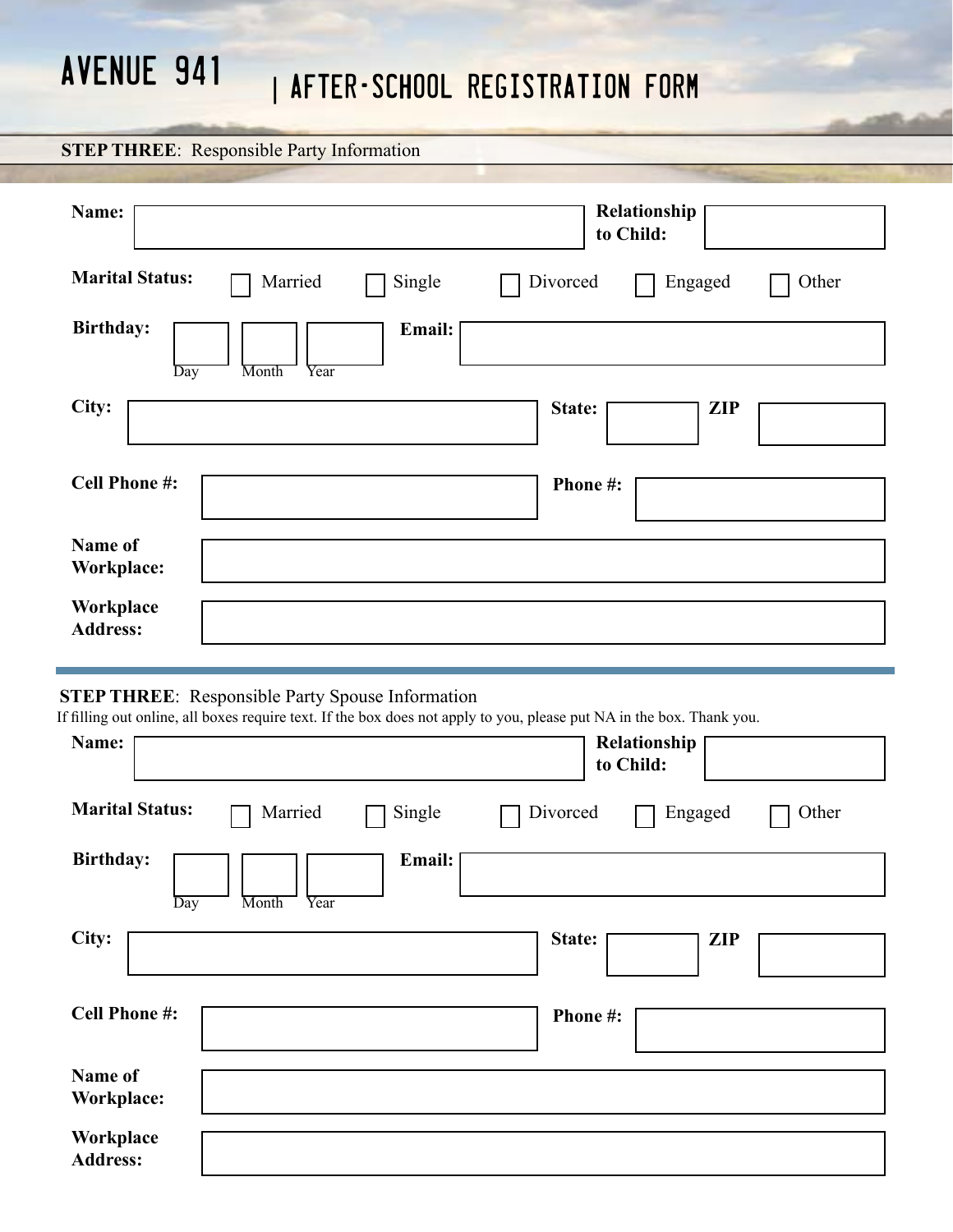# AVENUE 941 | AFTER-SCHOOL REGISTRATION FORM

**STEP THREE**: Responsible Party Information

**Name:** ______________________ **Relationship to Child:** __________

**Marital Status:** ☐ Married ☐ Single ☐ Divorced ☐ Engaged ☐ Other

**Birthday:** ____ Day ____ Month ____ Year **Email:** ______________________

**City:** ______________________ **State:** ________ **ZIP** ________

**Cell Phone #:** ______________________ **Phone #:** ______________________

**Name of Workplace:** ______________________

**Workplace Address:** ______________________

---

**STEP THREE**: Responsible Party Spouse Information

If filling out online, all boxes require text. If the box does not apply to you, please put NA in the box. Thank you.

**Name:** ______________________ **Relationship to Child:** __________

**Marital Status:** ☐ Married ☐ Single ☐ Divorced ☐ Engaged ☐ Other

**Birthday:** ____ Day ____ Month ____ Year **Email:** ______________________

**City:** ______________________ **State:** ________ **ZIP** ________

**Cell Phone #:** ______________________ **Phone #:** ______________________

**Name of Workplace:** ______________________

**Workplace Address:** ______________________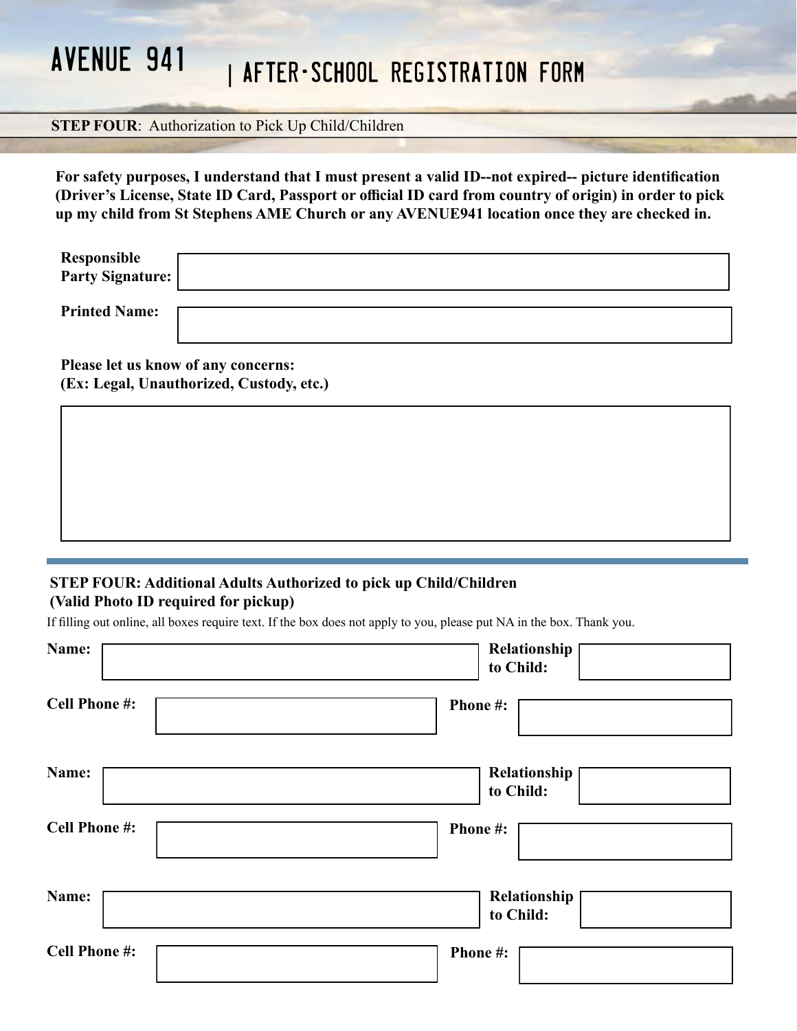# AVENUE 941 | AFTER-SCHOOL REGISTRATION FORM

**STEP FOUR**: Authorization to Pick Up Child/Children

**For safety purposes, I understand that I must present a valid ID--not expired-- picture identification (Driver's License, State ID Card, Passport or official ID card from country of origin) in order to pick up my child from St Stephens AME Church or any AVENUE941 location once they are checked in.**

**Responsible Party Signature:** ____________________

**Printed Name:** ____________________

**Please let us know of any concerns:**
**(Ex: Legal, Unauthorized, Custody, etc.)**

____________________

## STEP FOUR: Additional Adults Authorized to pick up Child/Children (Valid Photo ID required for pickup)

If filling out online, all boxes require text. If the box does not apply to you, please put NA in the box. Thank you.

**Name:** ____________________ **Relationship to Child:** ____________________

**Cell Phone #:** ____________________ **Phone #:** ____________________

**Name:** ____________________ **Relationship to Child:** ____________________

**Cell Phone #:** ____________________ **Phone #:** ____________________

**Name:** ____________________ **Relationship to Child:** ____________________

**Cell Phone #:** ____________________ **Phone #:** ____________________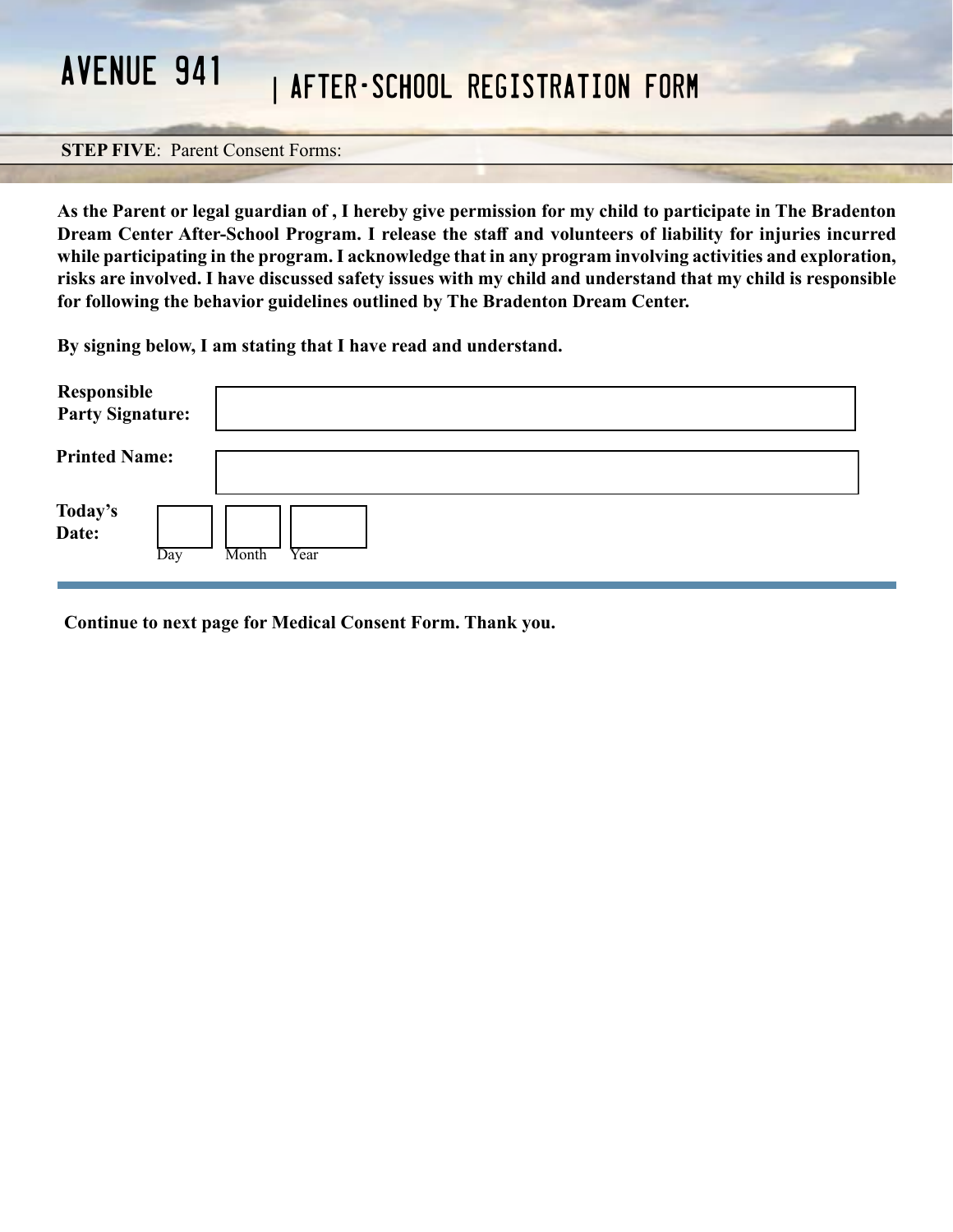# AVENUE 941 | AFTER-SCHOOL REGISTRATION FORM

**STEP FIVE**: Parent Consent Forms:

**As the Parent or legal guardian of , I hereby give permission for my child to participate in The Bradenton Dream Center After-School Program. I release the staff and volunteers of liability for injuries incurred while participating in the program. I acknowledge that in any program involving activities and exploration, risks are involved. I have discussed safety issues with my child and understand that my child is responsible for following the behavior guidelines outlined by The Bradenton Dream Center.**

**By signing below, I am stating that I have read and understand.**

**Responsible Party Signature:** ______________________

**Printed Name:** ______________________

**Today's Date:** ____ Day ____ Month ____ Year

**Continue to next page for Medical Consent Form. Thank you.**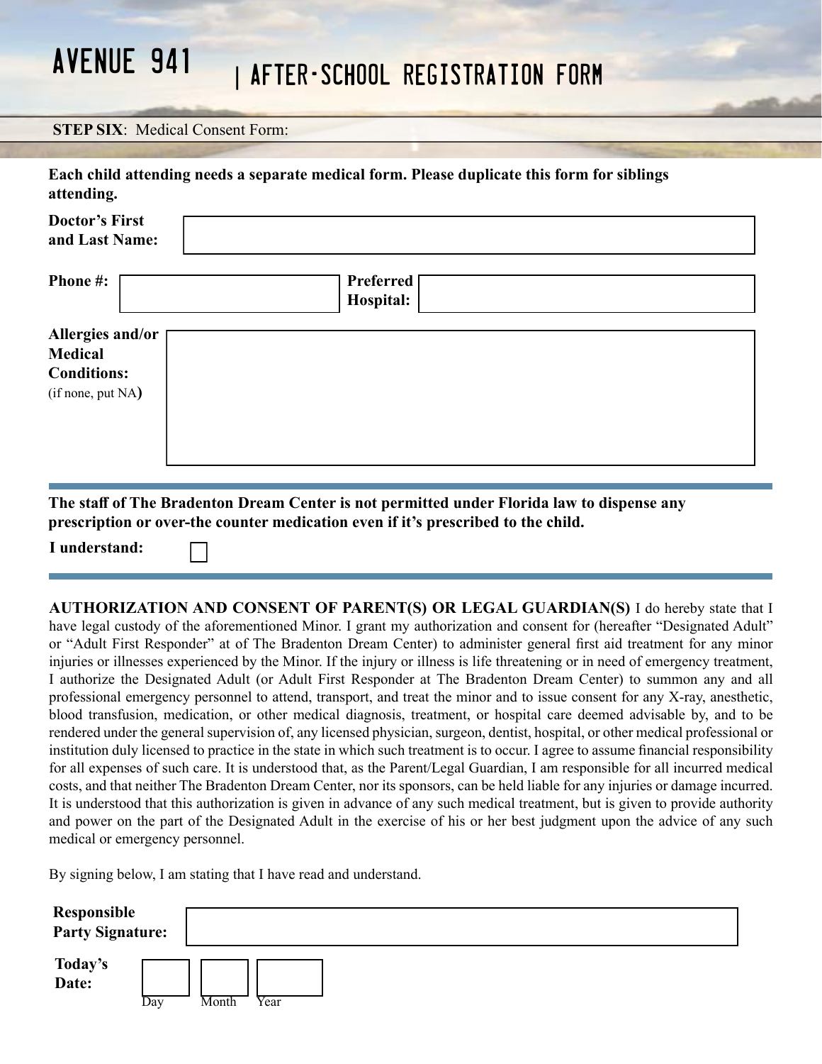# AVENUE 941 | AFTER-SCHOOL REGISTRATION FORM

**STEP SIX**: Medical Consent Form:

**Each child attending needs a separate medical form. Please duplicate this form for siblings attending.**

**Doctor's First and Last Name:** ______________________

**Phone #:** ______________________ **Preferred Hospital:** ______________________

**Allergies and/or Medical Conditions:** (if none, put NA) ______________________

**The staff of The Bradenton Dream Center is not permitted under Florida law to dispense any prescription or over-the counter medication even if it's prescribed to the child.**

**I understand:** ☐

**AUTHORIZATION AND CONSENT OF PARENT(S) OR LEGAL GUARDIAN(S)** I do hereby state that I have legal custody of the aforementioned Minor. I grant my authorization and consent for (hereafter "Designated Adult" or "Adult First Responder" at of The Bradenton Dream Center) to administer general first aid treatment for any minor injuries or illnesses experienced by the Minor. If the injury or illness is life threatening or in need of emergency treatment, I authorize the Designated Adult (or Adult First Responder at The Bradenton Dream Center) to summon any and all professional emergency personnel to attend, transport, and treat the minor and to issue consent for any X-ray, anesthetic, blood transfusion, medication, or other medical diagnosis, treatment, or hospital care deemed advisable by, and to be rendered under the general supervision of, any licensed physician, surgeon, dentist, hospital, or other medical professional or institution duly licensed to practice in the state in which such treatment is to occur. I agree to assume financial responsibility for all expenses of such care. It is understood that, as the Parent/Legal Guardian, I am responsible for all incurred medical costs, and that neither The Bradenton Dream Center, nor its sponsors, can be held liable for any injuries or damage incurred. It is understood that this authorization is given in advance of any such medical treatment, but is given to provide authority and power on the part of the Designated Adult in the exercise of his or her best judgment upon the advice of any such medical or emergency personnel.

By signing below, I am stating that I have read and understand.

**Responsible Party Signature:** ______________________

**Today's Date:** ______ Day ______ Month ______ Year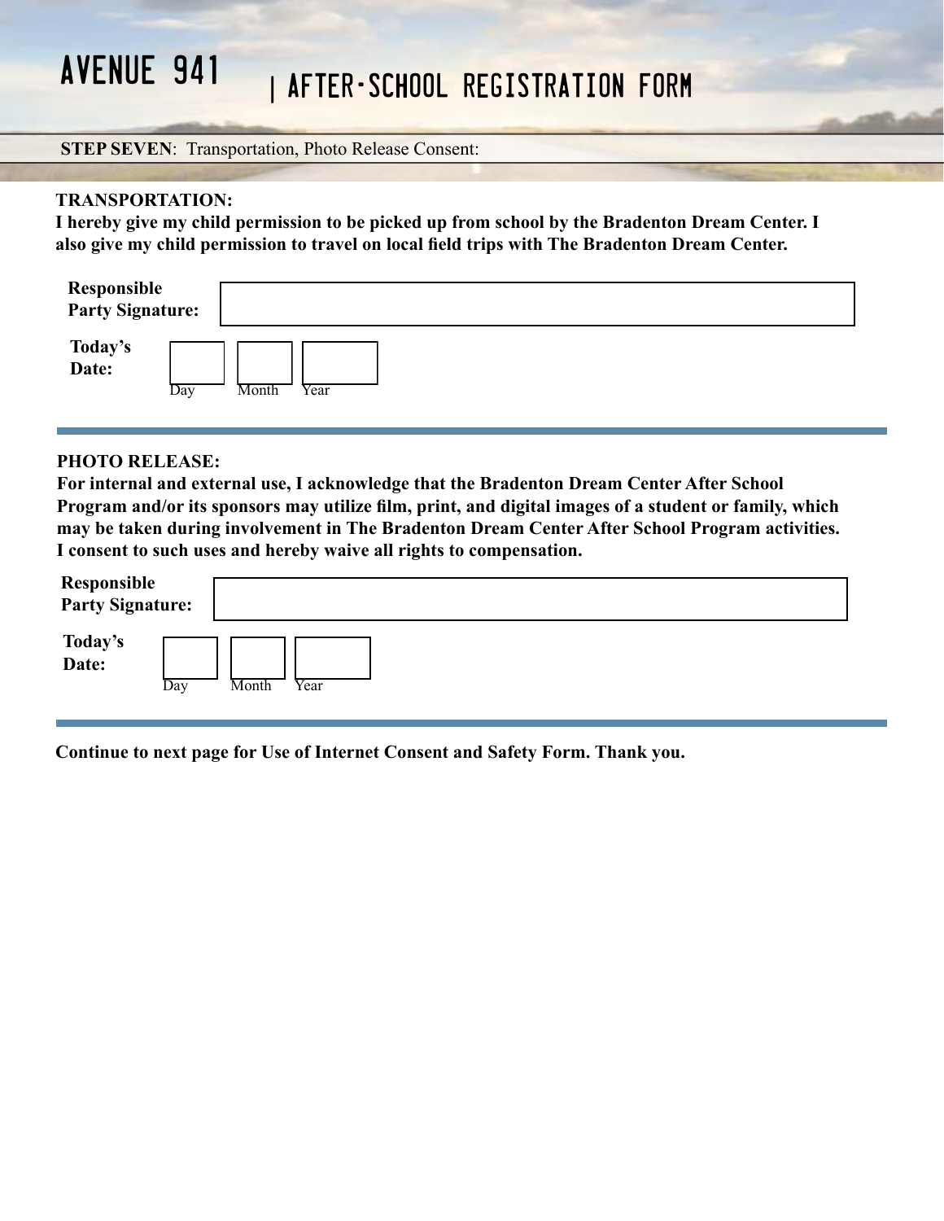# AVENUE 941 | AFTER-SCHOOL REGISTRATION FORM

**STEP SEVEN**: Transportation, Photo Release Consent:

**TRANSPORTATION:**

**I hereby give my child permission to be picked up from school by the Bradenton Dream Center. I also give my child permission to travel on local field trips with The Bradenton Dream Center.**

**Responsible Party Signature:** ______________________

**Today's Date:** Day ____ Month ____ Year ____

---

**PHOTO RELEASE:**

**For internal and external use, I acknowledge that the Bradenton Dream Center After School Program and/or its sponsors may utilize film, print, and digital images of a student or family, which may be taken during involvement in The Bradenton Dream Center After School Program activities. I consent to such uses and hereby waive all rights to compensation.**

**Responsible Party Signature:** ______________________

**Today's Date:** Day ____ Month ____ Year ____

---

**Continue to next page for Use of Internet Consent and Safety Form. Thank you.**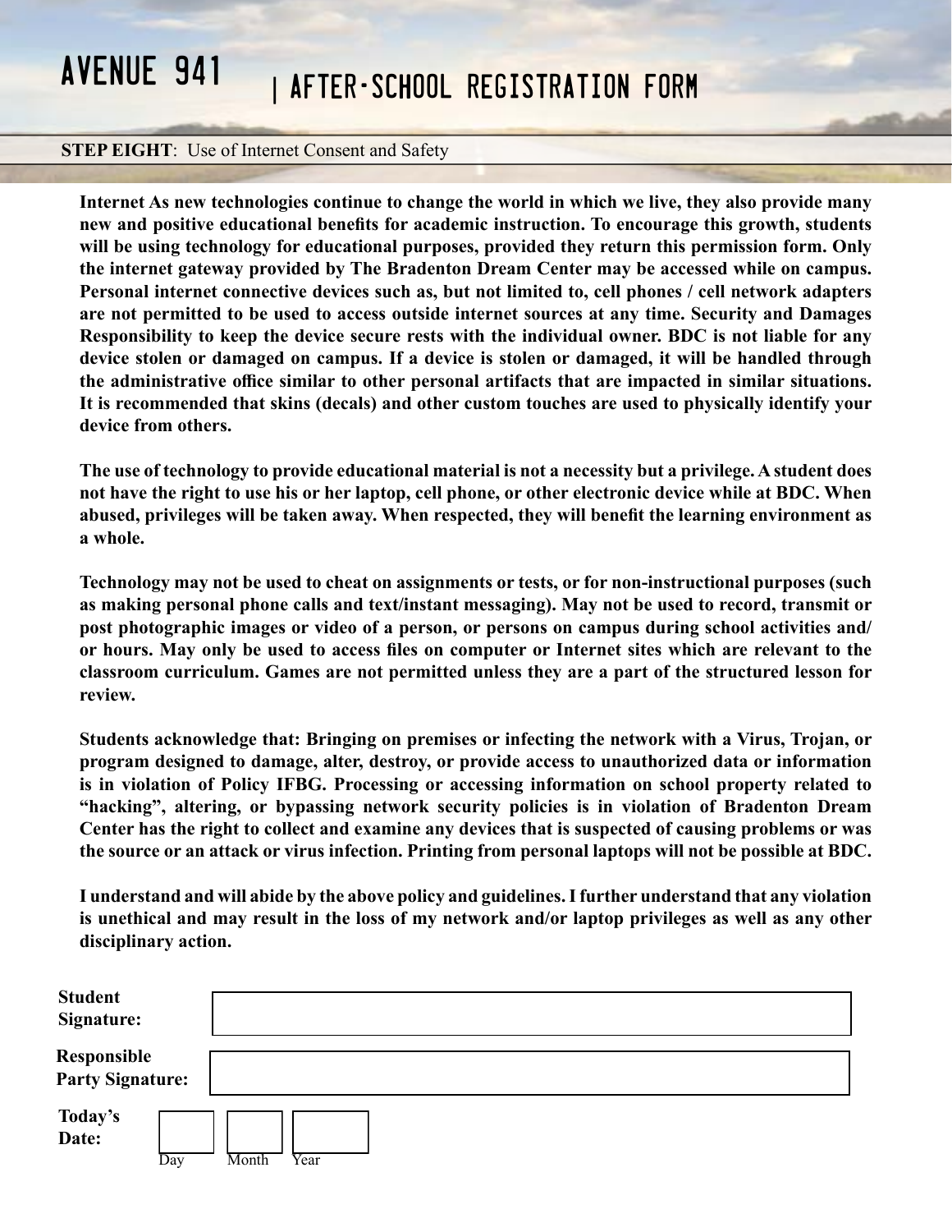# AVENUE 941 | AFTER-SCHOOL REGISTRATION FORM

**STEP EIGHT**: Use of Internet Consent and Safety

**Internet As new technologies continue to change the world in which we live, they also provide many new and positive educational benefits for academic instruction. To encourage this growth, students will be using technology for educational purposes, provided they return this permission form. Only the internet gateway provided by The Bradenton Dream Center may be accessed while on campus. Personal internet connective devices such as, but not limited to, cell phones / cell network adapters are not permitted to be used to access outside internet sources at any time. Security and Damages Responsibility to keep the device secure rests with the individual owner. BDC is not liable for any device stolen or damaged on campus. If a device is stolen or damaged, it will be handled through the administrative office similar to other personal artifacts that are impacted in similar situations. It is recommended that skins (decals) and other custom touches are used to physically identify your device from others.**

**The use of technology to provide educational material is not a necessity but a privilege. A student does not have the right to use his or her laptop, cell phone, or other electronic device while at BDC. When abused, privileges will be taken away. When respected, they will benefit the learning environment as a whole.**

**Technology may not be used to cheat on assignments or tests, or for non-instructional purposes (such as making personal phone calls and text/instant messaging). May not be used to record, transmit or post photographic images or video of a person, or persons on campus during school activities and/or hours. May only be used to access files on computer or Internet sites which are relevant to the classroom curriculum. Games are not permitted unless they are a part of the structured lesson for review.**

**Students acknowledge that: Bringing on premises or infecting the network with a Virus, Trojan, or program designed to damage, alter, destroy, or provide access to unauthorized data or information is in violation of Policy IFBG. Processing or accessing information on school property related to "hacking", altering, or bypassing network security policies is in violation of Bradenton Dream Center has the right to collect and examine any devices that is suspected of causing problems or was the source or an attack or virus infection. Printing from personal laptops will not be possible at BDC.**

**I understand and will abide by the above policy and guidelines. I further understand that any violation is unethical and may result in the loss of my network and/or laptop privileges as well as any other disciplinary action.**

**Student Signature:** ____________________

**Responsible Party Signature:** ____________________

**Today's Date:** ______ ______ ______
Day Month Year